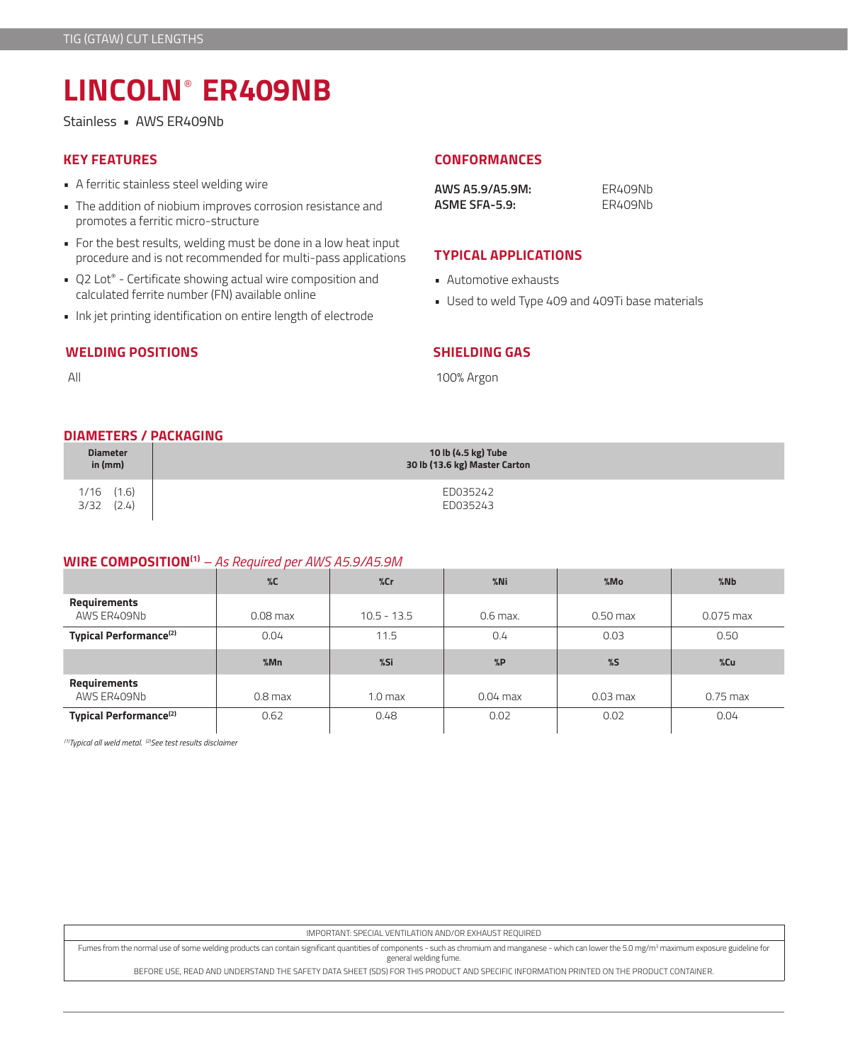TIG (GTAW) CUT LENGTHS

# LINCOLN® ER409NB

Stainless ▪ AWS ER409Nb

## KEY FEATURES

- A ferritic stainless steel welding wire
- The addition of niobium improves corrosion resistance and promotes a ferritic micro-structure
- For the best results, welding must be done in a low heat input procedure and is not recommended for multi-pass applications
- Q2 Lot® - Certificate showing actual wire composition and calculated ferrite number (FN) available online
- Ink jet printing identification on entire length of electrode

## CONFORMANCES

| | |
|---|---|
| **AWS A5.9/A5.9M:** | ER409Nb |
| **ASME SFA-5.9:** | ER409Nb |

## TYPICAL APPLICATIONS

- Automotive exhausts
- Used to weld Type 409 and 409Ti base materials

## WELDING POSITIONS

All

## SHIELDING GAS

100% Argon

## DIAMETERS / PACKAGING

| Diameter in (mm) | 10 lb (4.5 kg) Tube 30 lb (13.6 kg) Master Carton |
|---|---|
| 1/16 (1.6) | ED035242 |
| 3/32 (2.4) | ED035243 |

## WIRE COMPOSITION[1] – *As Required per AWS A5.9/A5.9M*

| | %C | %Cr | %Ni | %Mo | %Nb |
|---|---|---|---|---|---|
| **Requirements** AWS ER409Nb | 0.08 max | 10.5 - 13.5 | 0.6 max. | 0.50 max | 0.075 max |
| **Typical Performance[2]** | 0.04 | 11.5 | 0.4 | 0.03 | 0.50 |
| | **%Mn** | **%Si** | **%P** | **%S** | **%Cu** |
| **Requirements** AWS ER409Nb | 0.8 max | 1.0 max | 0.04 max | 0.03 max | 0.75 max |
| **Typical Performance[2]** | 0.62 | 0.48 | 0.02 | 0.02 | 0.04 |

*[1]Typical all weld metal. [2]See test results disclaimer*

IMPORTANT: SPECIAL VENTILATION AND/OR EXHAUST REQUIRED

Fumes from the normal use of some welding products can contain significant quantities of components - such as chromium and manganese - which can lower the 5.0 mg/m³ maximum exposure guideline for general welding fume.

BEFORE USE, READ AND UNDERSTAND THE SAFETY DATA SHEET (SDS) FOR THIS PRODUCT AND SPECIFIC INFORMATION PRINTED ON THE PRODUCT CONTAINER.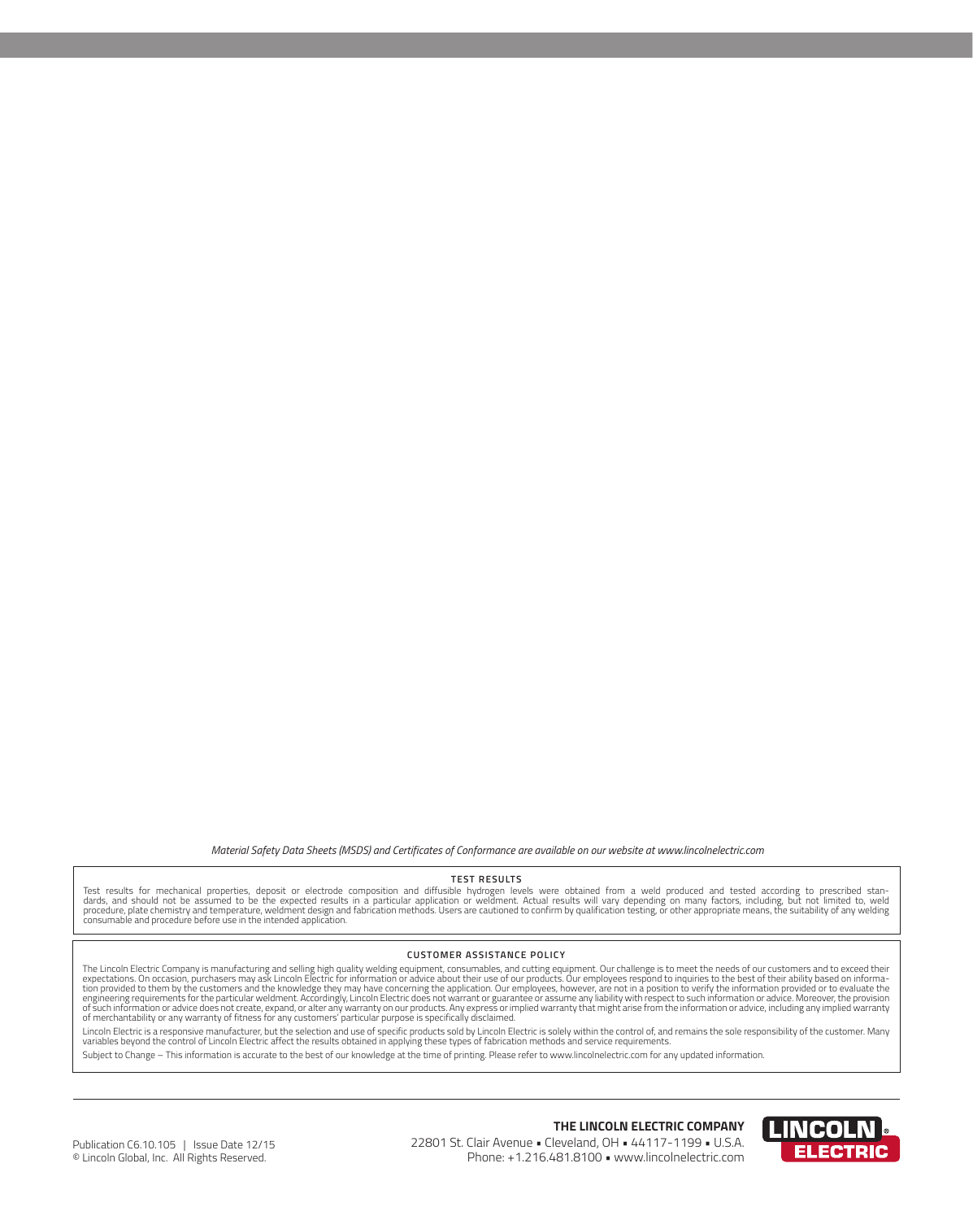*Material Safety Data Sheets (MSDS) and Certificates of Conformance are available on our website at www.lincolnelectric.com*

**TEST RESULTS**

Test results for mechanical properties, deposit or electrode composition and diffusible hydrogen levels were obtained from a weld produced and tested according to prescribed standards, and should not be assumed to be the expected results in a particular application or weldment. Actual results will vary depending on many factors, including, but not limited to, weld procedure, plate chemistry and temperature, weldment design and fabrication methods. Users are cautioned to confirm by qualification testing, or other appropriate means, the suitability of any welding consumable and procedure before use in the intended application.

**CUSTOMER ASSISTANCE POLICY**

The Lincoln Electric Company is manufacturing and selling high quality welding equipment, consumables, and cutting equipment. Our challenge is to meet the needs of our customers and to exceed their expectations. On occasion, purchasers may ask Lincoln Electric for information or advice about their use of our products. Our employees respond to inquiries to the best of their ability based on information provided to them by the customers and the knowledge they may have concerning the application. Our employees, however, are not in a position to verify the information provided or to evaluate the engineering requirements for the particular weldment. Accordingly, Lincoln Electric does not warrant or guarantee or assume any liability with respect to such information or advice. Moreover, the provision of such information or advice does not create, expand, or alter any warranty on our products. Any express or implied warranty that might arise from the information or advice, including any implied warranty of merchantability or any warranty of fitness for any customers' particular purpose is specifically disclaimed.

Lincoln Electric is a responsive manufacturer, but the selection and use of specific products sold by Lincoln Electric is solely within the control of, and remains the sole responsibility of the customer. Many variables beyond the control of Lincoln Electric affect the results obtained in applying these types of fabrication methods and service requirements.

Subject to Change – This information is accurate to the best of our knowledge at the time of printing. Please refer to www.lincolnelectric.com for any updated information.

Publication C6.10.105 | Issue Date 12/15
© Lincoln Global, Inc. All Rights Reserved.

**THE LINCOLN ELECTRIC COMPANY**
22801 St. Clair Avenue • Cleveland, OH • 44117-1199 • U.S.A.
Phone: +1.216.481.8100 • www.lincolnelectric.com

LINCOLN® ELECTRIC